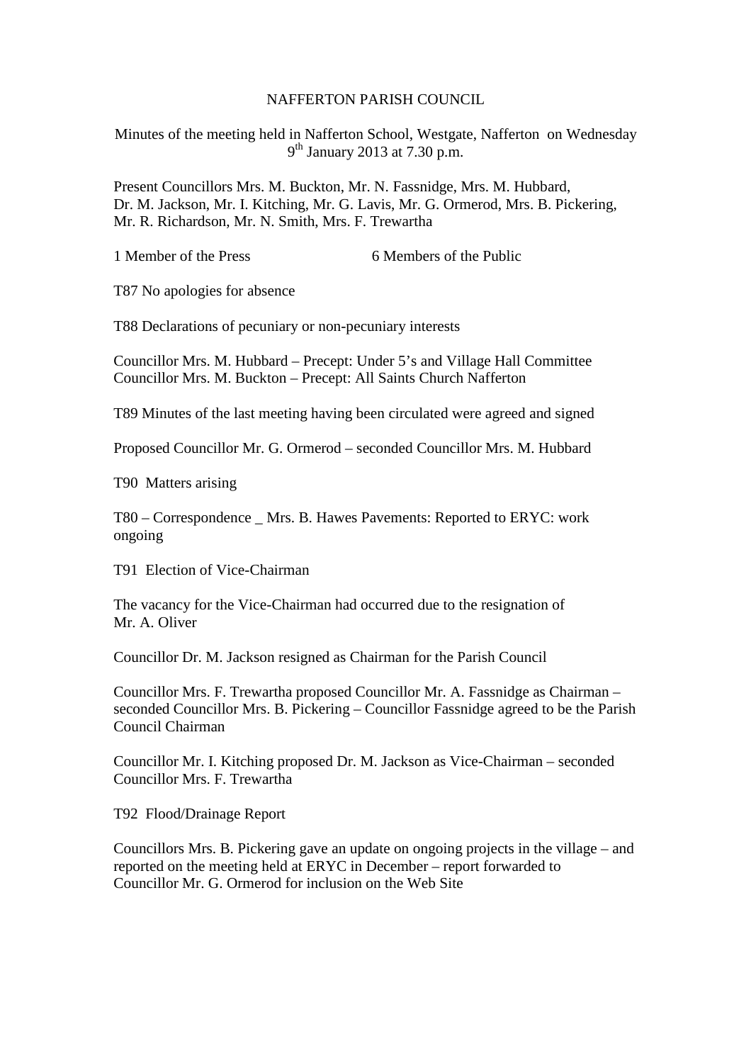# NAFFERTON PARISH COUNCIL

Minutes of the meeting held in Nafferton School, Westgate, Nafferton on Wednesday 9th January 2013 at 7.30 p.m.

Present Councillors Mrs. M. Buckton, Mr. N. Fassnidge, Mrs. M. Hubbard, Dr. M. Jackson, Mr. I. Kitching, Mr. G. Lavis, Mr. G. Ormerod, Mrs. B. Pickering, Mr. R. Richardson, Mr. N. Smith, Mrs. F. Trewartha

1 Member of the Press 6 Members of the Public

T87 No apologies for absence

T88 Declarations of pecuniary or non-pecuniary interests

Councillor Mrs. M. Hubbard – Precept: Under 5's and Village Hall Committee
Councillor Mrs. M. Buckton – Precept: All Saints Church Nafferton

T89 Minutes of the last meeting having been circulated were agreed and signed

Proposed Councillor Mr. G. Ormerod – seconded Councillor Mrs. M. Hubbard

T90 Matters arising

T80 – Correspondence _ Mrs. B. Hawes Pavements: Reported to ERYC: work ongoing

T91 Election of Vice-Chairman

The vacancy for the Vice-Chairman had occurred due to the resignation of Mr. A. Oliver

Councillor Dr. M. Jackson resigned as Chairman for the Parish Council

Councillor Mrs. F. Trewartha proposed Councillor Mr. A. Fassnidge as Chairman – seconded Councillor Mrs. B. Pickering – Councillor Fassnidge agreed to be the Parish Council Chairman

Councillor Mr. I. Kitching proposed Dr. M. Jackson as Vice-Chairman – seconded Councillor Mrs. F. Trewartha

T92 Flood/Drainage Report

Councillors Mrs. B. Pickering gave an update on ongoing projects in the village – and reported on the meeting held at ERYC in December – report forwarded to Councillor Mr. G. Ormerod for inclusion on the Web Site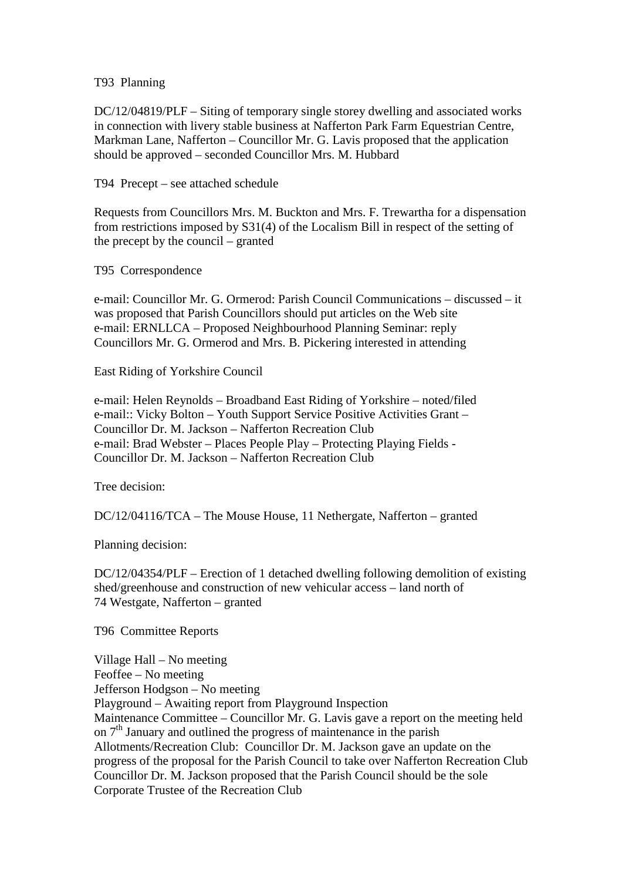T93 Planning

DC/12/04819/PLF – Siting of temporary single storey dwelling and associated works in connection with livery stable business at Nafferton Park Farm Equestrian Centre, Markman Lane, Nafferton – Councillor Mr. G. Lavis proposed that the application should be approved – seconded Councillor Mrs. M. Hubbard

T94 Precept – see attached schedule

Requests from Councillors Mrs. M. Buckton and Mrs. F. Trewartha for a dispensation from restrictions imposed by S31(4) of the Localism Bill in respect of the setting of the precept by the council – granted

T95 Correspondence

e-mail: Councillor Mr. G. Ormerod: Parish Council Communications – discussed – it was proposed that Parish Councillors should put articles on the Web site
e-mail: ERNLLCA – Proposed Neighbourhood Planning Seminar: reply
Councillors Mr. G. Ormerod and Mrs. B. Pickering interested in attending

East Riding of Yorkshire Council

e-mail: Helen Reynolds – Broadband East Riding of Yorkshire – noted/filed
e-mail:: Vicky Bolton – Youth Support Service Positive Activities Grant –
Councillor Dr. M. Jackson – Nafferton Recreation Club
e-mail: Brad Webster – Places People Play – Protecting Playing Fields -
Councillor Dr. M. Jackson – Nafferton Recreation Club

Tree decision:

DC/12/04116/TCA – The Mouse House, 11 Nethergate, Nafferton – granted

Planning decision:

DC/12/04354/PLF – Erection of 1 detached dwelling following demolition of existing shed/greenhouse and construction of new vehicular access – land north of 74 Westgate, Nafferton – granted

T96 Committee Reports

Village Hall – No meeting
Feoffee – No meeting
Jefferson Hodgson – No meeting
Playground – Awaiting report from Playground Inspection
Maintenance Committee – Councillor Mr. G. Lavis gave a report on the meeting held on 7th January and outlined the progress of maintenance in the parish
Allotments/Recreation Club: Councillor Dr. M. Jackson gave an update on the progress of the proposal for the Parish Council to take over Nafferton Recreation Club
Councillor Dr. M. Jackson proposed that the Parish Council should be the sole Corporate Trustee of the Recreation Club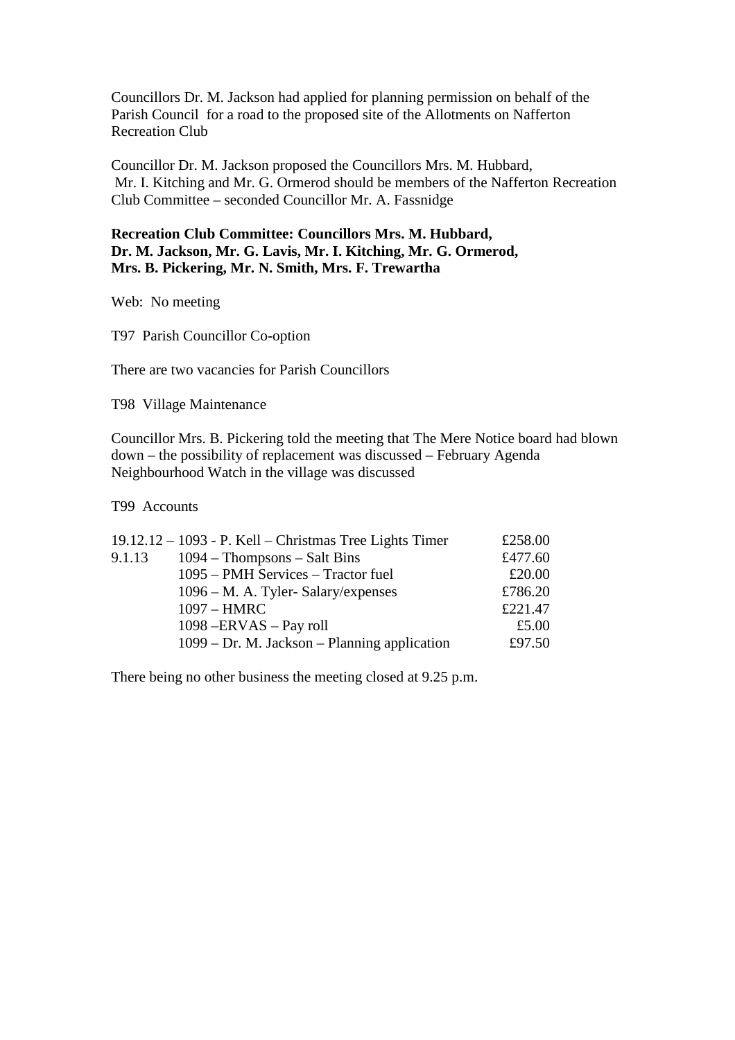Councillors Dr. M. Jackson had applied for planning permission on behalf of the Parish Council for a road to the proposed site of the Allotments on Nafferton Recreation Club

Councillor Dr. M. Jackson proposed the Councillors Mrs. M. Hubbard, Mr. I. Kitching and Mr. G. Ormerod should be members of the Nafferton Recreation Club Committee – seconded Councillor Mr. A. Fassnidge

**Recreation Club Committee: Councillors Mrs. M. Hubbard, Dr. M. Jackson, Mr. G. Lavis, Mr. I. Kitching, Mr. G. Ormerod, Mrs. B. Pickering, Mr. N. Smith, Mrs. F. Trewartha**

Web: No meeting

T97 Parish Councillor Co-option

There are two vacancies for Parish Councillors

T98 Village Maintenance

Councillor Mrs. B. Pickering told the meeting that The Mere Notice board had blown down – the possibility of replacement was discussed – February Agenda
Neighbourhood Watch in the village was discussed

T99 Accounts

| | | |
|---|---|---|
| 19.12.12 – | 1093 - P. Kell – Christmas Tree Lights Timer | £258.00 |
| 9.1.13 | 1094 – Thompsons – Salt Bins | £477.60 |
| | 1095 – PMH Services – Tractor fuel | £20.00 |
| | 1096 – M. A. Tyler- Salary/expenses | £786.20 |
| | 1097 – HMRC | £221.47 |
| | 1098 –ERVAS – Pay roll | £5.00 |
| | 1099 – Dr. M. Jackson – Planning application | £97.50 |

There being no other business the meeting closed at 9.25 p.m.